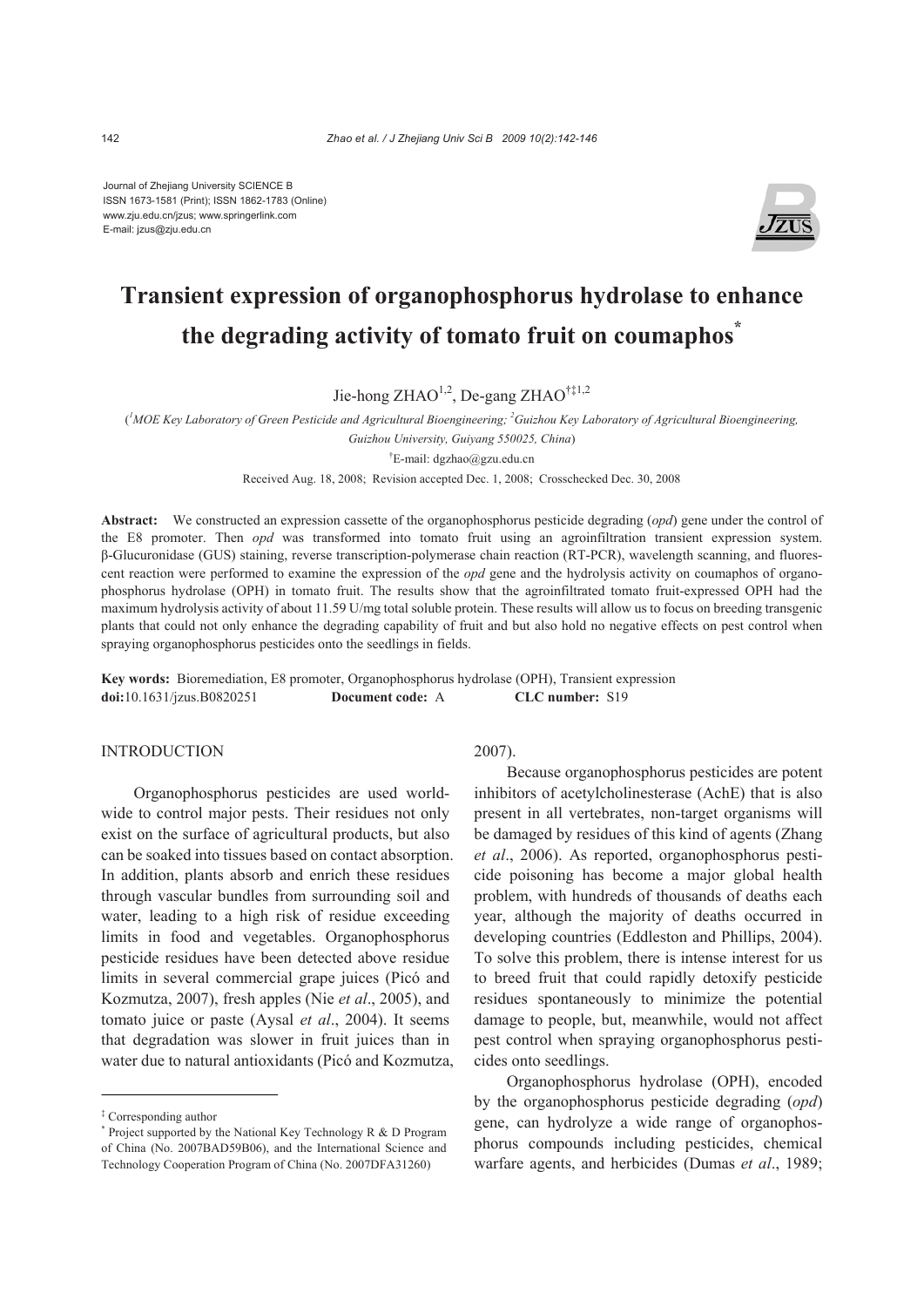Journal of Zhejiang University SCIENCE B
ISSN 1673-1581 (Print); ISSN 1862-1783 (Online)
www.zju.edu.cn/jzus; www.springerlink.com
E-mail: jzus@zju.edu.cn

# Transient expression of organophosphorus hydrolase to enhance the degrading activity of tomato fruit on coumaphos*

Jie-hong ZHAO[1,2], De-gang ZHAO[†‡1,2]

([1]MOE Key Laboratory of Green Pesticide and Agricultural Bioengineering; [2]Guizhou Key Laboratory of Agricultural Bioengineering, Guizhou University, Guiyang 550025, China)

[†]E-mail: dgzhao@gzu.edu.cn

Received Aug. 18, 2008; Revision accepted Dec. 1, 2008; Crosschecked Dec. 30, 2008

**Abstract:** We constructed an expression cassette of the organophosphorus pesticide degrading (*opd*) gene under the control of the E8 promoter. Then *opd* was transformed into tomato fruit using an agroinfiltration transient expression system. β-Glucuronidase (GUS) staining, reverse transcription-polymerase chain reaction (RT-PCR), wavelength scanning, and fluorescent reaction were performed to examine the expression of the *opd* gene and the hydrolysis activity on coumaphos of organophosphorus hydrolase (OPH) in tomato fruit. The results show that the agroinfiltrated tomato fruit-expressed OPH had the maximum hydrolysis activity of about 11.59 U/mg total soluble protein. These results will allow us to focus on breeding transgenic plants that could not only enhance the degrading capability of fruit and but also hold no negative effects on pest control when spraying organophosphorus pesticides onto the seedlings in fields.

**Key words:** Bioremediation, E8 promoter, Organophosphorus hydrolase (OPH), Transient expression
**doi:**10.1631/jzus.B0820251 **Document code:** A **CLC number:** S19

## INTRODUCTION

Organophosphorus pesticides are used worldwide to control major pests. Their residues not only exist on the surface of agricultural products, but also can be soaked into tissues based on contact absorption. In addition, plants absorb and enrich these residues through vascular bundles from surrounding soil and water, leading to a high risk of residue exceeding limits in food and vegetables. Organophosphorus pesticide residues have been detected above residue limits in several commercial grape juices (Picó and Kozmutza, 2007), fresh apples (Nie *et al*., 2005), and tomato juice or paste (Aysal *et al*., 2004). It seems that degradation was slower in fruit juices than in water due to natural antioxidants (Picó and Kozmutza, 2007).

Because organophosphorus pesticides are potent inhibitors of acetylcholinesterase (AchE) that is also present in all vertebrates, non-target organisms will be damaged by residues of this kind of agents (Zhang *et al*., 2006). As reported, organophosphorus pesticide poisoning has become a major global health problem, with hundreds of thousands of deaths each year, although the majority of deaths occurred in developing countries (Eddleston and Phillips, 2004). To solve this problem, there is intense interest for us to breed fruit that could rapidly detoxify pesticide residues spontaneously to minimize the potential damage to people, but, meanwhile, would not affect pest control when spraying organophosphorus pesticides onto seedlings.

Organophosphorus hydrolase (OPH), encoded by the organophosphorus pesticide degrading (*opd*) gene, can hydrolyze a wide range of organophosphorus compounds including pesticides, chemical warfare agents, and herbicides (Dumas *et al*., 1989;

---

‡ Corresponding author

\* Project supported by the National Key Technology R & D Program of China (No. 2007BAD59B06), and the International Science and Technology Cooperation Program of China (No. 2007DFA31260)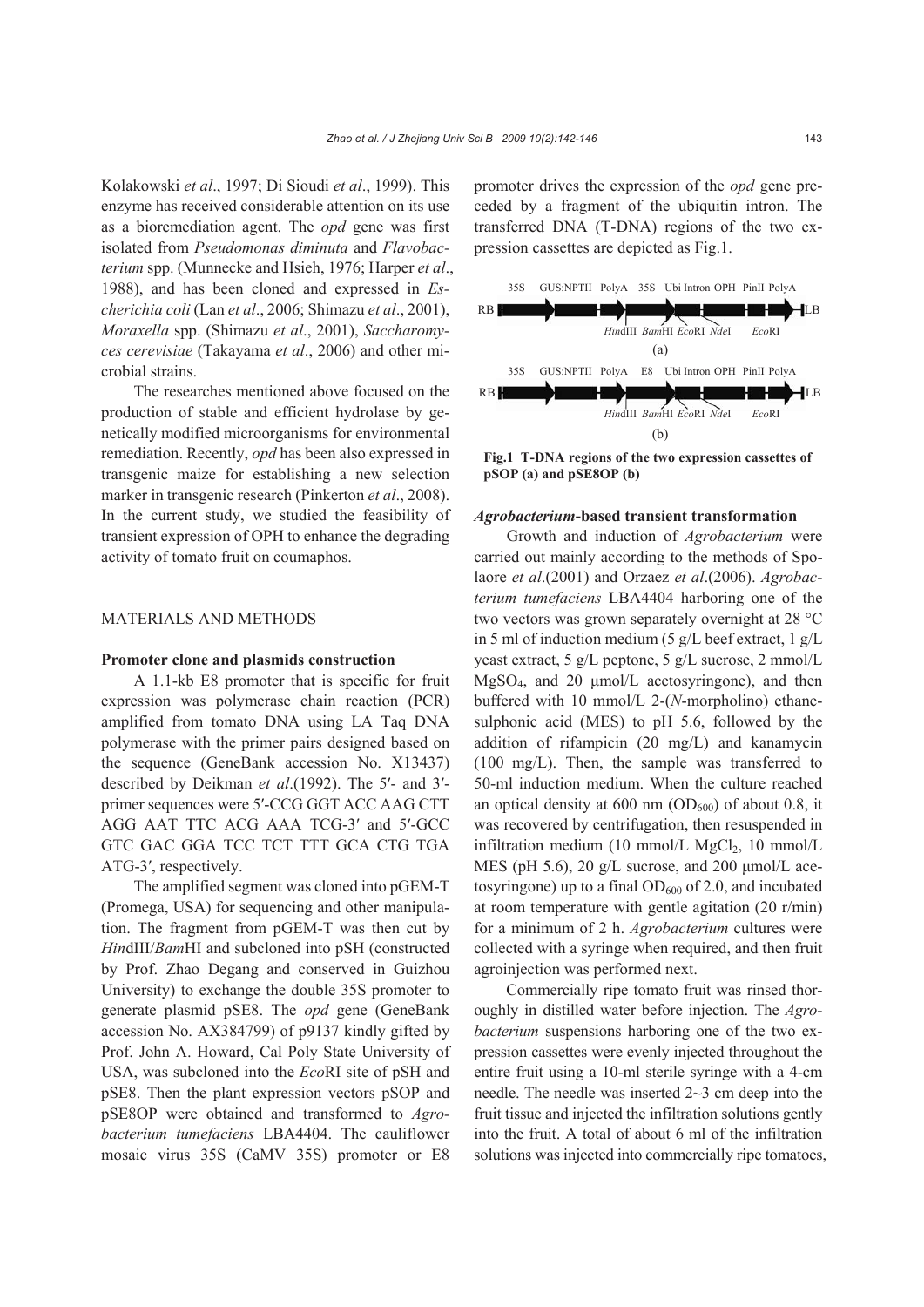Kolakowski *et al*., 1997; Di Sioudi *et al*., 1999). This enzyme has received considerable attention on its use as a bioremediation agent. The *opd* gene was first isolated from *Pseudomonas diminuta* and *Flavobacterium* spp. (Munnecke and Hsieh, 1976; Harper *et al*., 1988), and has been cloned and expressed in *Escherichia coli* (Lan *et al*., 2006; Shimazu *et al*., 2001), *Moraxella* spp. (Shimazu *et al*., 2001), *Saccharomyces cerevisiae* (Takayama *et al*., 2006) and other microbial strains.

The researches mentioned above focused on the production of stable and efficient hydrolase by genetically modified microorganisms for environmental remediation. Recently, *opd* has been also expressed in transgenic maize for establishing a new selection marker in transgenic research (Pinkerton *et al*., 2008). In the current study, we studied the feasibility of transient expression of OPH to enhance the degrading activity of tomato fruit on coumaphos.

## MATERIALS AND METHODS

### Promoter clone and plasmids construction

A 1.1-kb E8 promoter that is specific for fruit expression was polymerase chain reaction (PCR) amplified from tomato DNA using LA Taq DNA polymerase with the primer pairs designed based on the sequence (GeneBank accession No. X13437) described by Deikman *et al*.(1992). The 5′- and 3′-primer sequences were 5′-CCG GGT ACC AAG CTT AGG AAT TTC ACG AAA TCG-3′ and 5′-GCC GTC GAC GGA TCC TCT TTT GCA CTG TGA ATG-3′, respectively.

The amplified segment was cloned into pGEM-T (Promega, USA) for sequencing and other manipulation. The fragment from pGEM-T was then cut by *Hin*dIII/*Bam*HI and subcloned into pSH (constructed by Prof. Zhao Degang and conserved in Guizhou University) to exchange the double 35S promoter to generate plasmid pSE8. The *opd* gene (GeneBank accession No. AX384799) of p9137 kindly gifted by Prof. John A. Howard, Cal Poly State University of USA, was subcloned into the *Eco*RI site of pSH and pSE8. Then the plant expression vectors pSOP and pSE8OP were obtained and transformed to *Agrobacterium tumefaciens* LBA4404. The cauliflower mosaic virus 35S (CaMV 35S) promoter or E8 promoter drives the expression of the *opd* gene preceded by a fragment of the ubiquitin intron. The transferred DNA (T-DNA) regions of the two expression cassettes are depicted as Fig.1.

RB | 35S | GUS:NPTII | PolyA | 35S | Ubi Intron | OPH | PinII PolyA | LB
*Hin*dIII *Bam*HI *Eco*RI *Nde*I *Eco*RI
(a)

RB | 35S | GUS:NPTII | PolyA | E8 | Ubi Intron | OPH | PinII PolyA | LB
*Hin*dIII *Bam*HI *Eco*RI *Nde*I *Eco*RI
(b)

**Fig.1 T-DNA regions of the two expression cassettes of pSOP (a) and pSE8OP (b)**

### *Agrobacterium*-based transient transformation

Growth and induction of *Agrobacterium* were carried out mainly according to the methods of Spolaore *et al*.(2001) and Orzaez *et al*.(2006). *Agrobacterium tumefaciens* LBA4404 harboring one of the two vectors was grown separately overnight at 28 °C in 5 ml of induction medium (5 g/L beef extract, 1 g/L yeast extract, 5 g/L peptone, 5 g/L sucrose, 2 mmol/L $MgSO_4$, and 20 μmol/L acetosyringone), and then buffered with 10 mmol/L 2-(*N*-morpholino) ethanesulphonic acid (MES) to pH 5.6, followed by the addition of rifampicin (20 mg/L) and kanamycin (100 mg/L). Then, the sample was transferred to 50-ml induction medium. When the culture reached an optical density at 600 nm ($OD_{600}$) of about 0.8, it was recovered by centrifugation, then resuspended in infiltration medium (10 mmol/L $MgCl_2$, 10 mmol/L MES (pH 5.6), 20 g/L sucrose, and 200 μmol/L acetosyringone) up to a final $OD_{600}$ of 2.0, and incubated at room temperature with gentle agitation (20 r/min) for a minimum of 2 h. *Agrobacterium* cultures were collected with a syringe when required, and then fruit agroinjection was performed next.

Commercially ripe tomato fruit was rinsed thoroughly in distilled water before injection. The *Agrobacterium* suspensions harboring one of the two expression cassettes were evenly injected throughout the entire fruit using a 10-ml sterile syringe with a 4-cm needle. The needle was inserted 2~3 cm deep into the fruit tissue and injected the infiltration solutions gently into the fruit. A total of about 6 ml of the infiltration solutions was injected into commercially ripe tomatoes,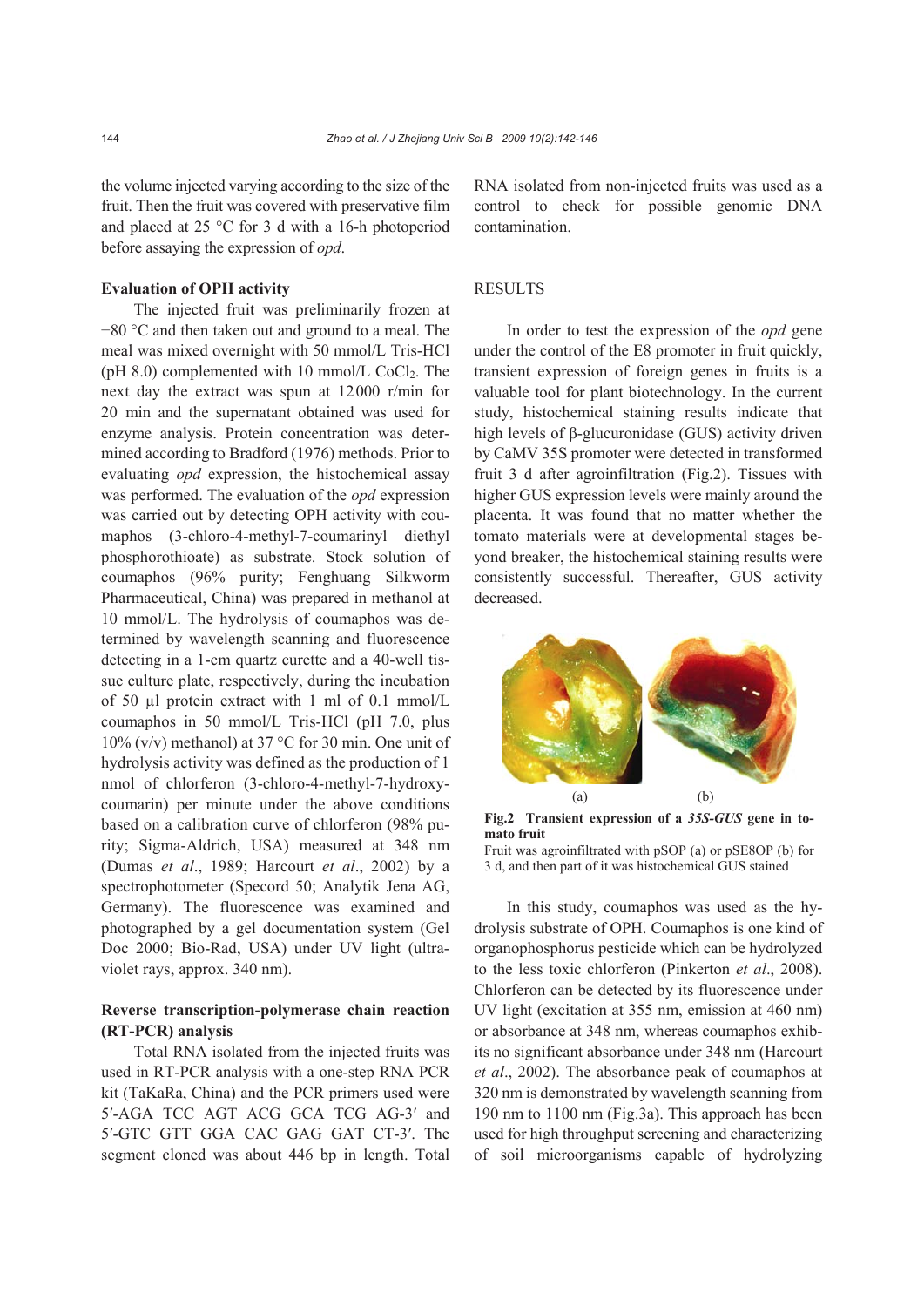the volume injected varying according to the size of the fruit. Then the fruit was covered with preservative film and placed at 25 °C for 3 d with a 16-h photoperiod before assaying the expression of *opd*.

### Evaluation of OPH activity

The injected fruit was preliminarily frozen at −80 °C and then taken out and ground to a meal. The meal was mixed overnight with 50 mmol/L Tris-HCl (pH 8.0) complemented with 10 mmol/L $CoCl_2$. The next day the extract was spun at 12000 r/min for 20 min and the supernatant obtained was used for enzyme analysis. Protein concentration was determined according to Bradford (1976) methods. Prior to evaluating *opd* expression, the histochemical assay was performed. The evaluation of the *opd* expression was carried out by detecting OPH activity with coumaphos (3-chloro-4-methyl-7-coumarinyl diethyl phosphorothioate) as substrate. Stock solution of coumaphos (96% purity; Fenghuang Silkworm Pharmaceutical, China) was prepared in methanol at 10 mmol/L. The hydrolysis of coumaphos was determined by wavelength scanning and fluorescence detecting in a 1-cm quartz curette and a 40-well tissue culture plate, respectively, during the incubation of 50 μl protein extract with 1 ml of 0.1 mmol/L coumaphos in 50 mmol/L Tris-HCl (pH 7.0, plus 10% (v/v) methanol) at 37 °C for 30 min. One unit of hydrolysis activity was defined as the production of 1 nmol of chlorferon (3-chloro-4-methyl-7-hydroxycoumarin) per minute under the above conditions based on a calibration curve of chlorferon (98% purity; Sigma-Aldrich, USA) measured at 348 nm (Dumas *et al*., 1989; Harcourt *et al*., 2002) by a spectrophotometer (Specord 50; Analytik Jena AG, Germany). The fluorescence was examined and photographed by a gel documentation system (Gel Doc 2000; Bio-Rad, USA) under UV light (ultraviolet rays, approx. 340 nm).

### Reverse transcription-polymerase chain reaction (RT-PCR) analysis

Total RNA isolated from the injected fruits was used in RT-PCR analysis with a one-step RNA PCR kit (TaKaRa, China) and the PCR primers used were 5′-AGA TCC AGT ACG GCA TCG AG-3′ and 5′-GTC GTT GGA CAC GAG GAT CT-3′. The segment cloned was about 446 bp in length. Total RNA isolated from non-injected fruits was used as a control to check for possible genomic DNA contamination.

## RESULTS

In order to test the expression of the *opd* gene under the control of the E8 promoter in fruit quickly, transient expression of foreign genes in fruits is a valuable tool for plant biotechnology. In the current study, histochemical staining results indicate that high levels of β-glucuronidase (GUS) activity driven by CaMV 35S promoter were detected in transformed fruit 3 d after agroinfiltration (Fig.2). Tissues with higher GUS expression levels were mainly around the placenta. It was found that no matter whether the tomato materials were at developmental stages beyond breaker, the histochemical staining results were consistently successful. Thereafter, GUS activity decreased.

**Fig.2 Transient expression of a *35S-GUS* gene in tomato fruit**

Fruit was agroinfiltrated with pSOP (a) or pSE8OP (b) for 3 d, and then part of it was histochemical GUS stained

In this study, coumaphos was used as the hydrolysis substrate of OPH. Coumaphos is one kind of organophosphorus pesticide which can be hydrolyzed to the less toxic chlorferon (Pinkerton *et al*., 2008). Chlorferon can be detected by its fluorescence under UV light (excitation at 355 nm, emission at 460 nm) or absorbance at 348 nm, whereas coumaphos exhibits no significant absorbance under 348 nm (Harcourt *et al*., 2002). The absorbance peak of coumaphos at 320 nm is demonstrated by wavelength scanning from 190 nm to 1100 nm (Fig.3a). This approach has been used for high throughput screening and characterizing of soil microorganisms capable of hydrolyzing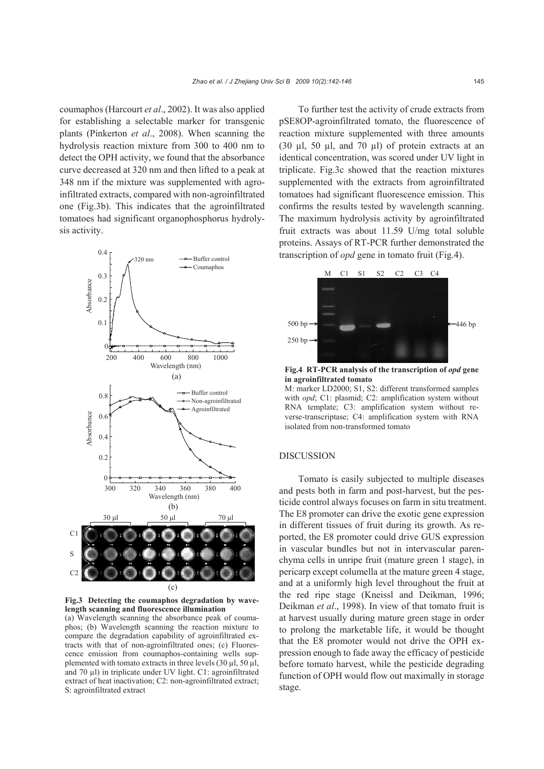coumaphos (Harcourt *et al*., 2002). It was also applied for establishing a selectable marker for transgenic plants (Pinkerton *et al*., 2008). When scanning the hydrolysis reaction mixture from 300 to 400 nm to detect the OPH activity, we found that the absorbance curve decreased at 320 nm and then lifted to a peak at 348 nm if the mixture was supplemented with agro-infiltrated extracts, compared with non-agroinfiltrated one (Fig.3b). This indicates that the agroinfiltrated tomatoes had significant organophosphorus hydrolysis activity.

**Fig.3 Detecting the coumaphos degradation by wavelength scanning and fluorescence illumination**

(a) Wavelength scanning the absorbance peak of coumaphos; (b) Wavelength scanning the reaction mixture to compare the degradation capability of agroinfiltrated extracts with that of non-agroinfiltrated ones; (c) Fluorescence emission from coumaphos-containing wells supplemented with tomato extracts in three levels (30 μl, 50 μl, and 70 μl) in triplicate under UV light. C1: agroinfiltrated extract of heat inactivation; C2: non-agroinfiltrated extract; S: agroinfiltrated extract

To further test the activity of crude extracts from pSE8OP-agroinfiltrated tomato, the fluorescence of reaction mixture supplemented with three amounts (30 μl, 50 μl, and 70 μl) of protein extracts at an identical concentration, was scored under UV light in triplicate. Fig.3c showed that the reaction mixtures supplemented with the extracts from agroinfiltrated tomatoes had significant fluorescence emission. This confirms the results tested by wavelength scanning. The maximum hydrolysis activity by agroinfiltrated fruit extracts was about 11.59 U/mg total soluble proteins. Assays of RT-PCR further demonstrated the transcription of *opd* gene in tomato fruit (Fig.4).

**Fig.4 RT-PCR analysis of the transcription of *opd* gene in agroinfiltrated tomato**

M: marker LD2000; S1, S2: different transformed samples with *opd*; C1: plasmid; C2: amplification system without RNA template; C3: amplification system without reverse-transcriptase; C4: amplification system with RNA isolated from non-transformed tomato

## DISCUSSION

Tomato is easily subjected to multiple diseases and pests both in farm and post-harvest, but the pesticide control always focuses on farm in situ treatment. The E8 promoter can drive the exotic gene expression in different tissues of fruit during its growth. As reported, the E8 promoter could drive GUS expression in vascular bundles but not in intervascular parenchyma cells in unripe fruit (mature green 1 stage), in pericarp except columella at the mature green 4 stage, and at a uniformly high level throughout the fruit at the red ripe stage (Kneissl and Deikman, 1996; Deikman *et al*., 1998). In view of that tomato fruit is at harvest usually during mature green stage in order to prolong the marketable life, it would be thought that the E8 promoter would not drive the OPH expression enough to fade away the efficacy of pesticide before tomato harvest, while the pesticide degrading function of OPH would flow out maximally in storage stage.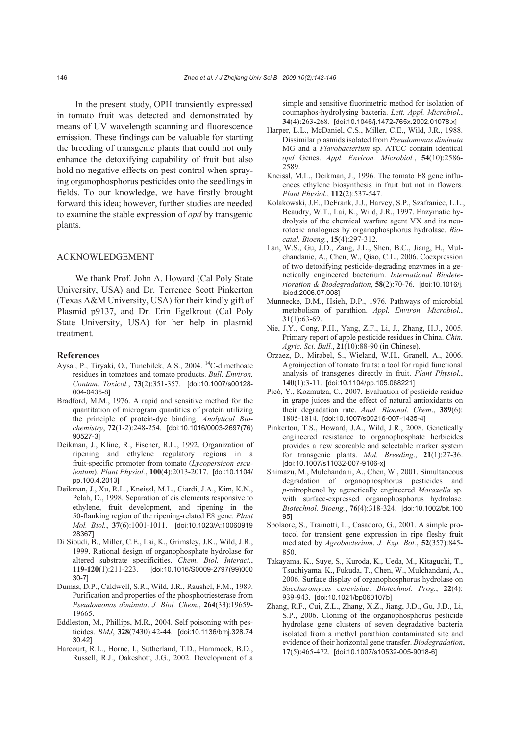In the present study, OPH transiently expressed in tomato fruit was detected and demonstrated by means of UV wavelength scanning and fluorescence emission. These findings can be valuable for starting the breeding of transgenic plants that could not only enhance the detoxifying capability of fruit but also hold no negative effects on pest control when spraying organophosphorus pesticides onto the seedlings in fields. To our knowledge, we have firstly brought forward this idea; however, further studies are needed to examine the stable expression of *opd* by transgenic plants.

## ACKNOWLEDGEMENT

We thank Prof. John A. Howard (Cal Poly State University, USA) and Dr. Terrence Scott Pinkerton (Texas A&M University, USA) for their kindly gift of Plasmid p9137, and Dr. Erin Egelkrout (Cal Poly State University, USA) for her help in plasmid treatment.

## References

Aysal, P., Tiryaki, O., Tuncbilek, A.S., 2004. $^{14}$C-dimethoate residues in tomatoes and tomato products. *Bull. Environ. Contam. Toxicol.*, **73**(2):351-357. [doi:10.1007/s00128-004-0435-8]

Bradford, M.M., 1976. A rapid and sensitive method for the quantitation of microgram quantities of protein utilizing the principle of protein-dye binding. *Analytical Biochemistry*, **72**(1-2):248-254. [doi:10.1016/0003-2697(76)90527-3]

Deikman, J., Kline, R., Fischer, R.L., 1992. Organization of ripening and ethylene regulatory regions in a fruit-specific promoter from tomato (*Lycopersicon esculentum*). *Plant Physiol.*, **100**(4):2013-2017. [doi:10.1104/pp.100.4.2013]

Deikman, J., Xu, R.L., Kneissl, M.L., Ciardi, J.A., Kim, K.N., Pelah, D., 1998. Separation of cis elements responsive to ethylene, fruit development, and ripening in the 50-flanking region of the ripening-related E8 gene. *Plant Mol. Biol.*, **37**(6):1001-1011. [doi:10.1023/A:1006091928367]

Di Sioudi, B., Miller, C.E., Lai, K., Grimsley, J.K., Wild, J.R., 1999. Rational design of organophosphate hydrolase for altered substrate specificities. *Chem. Biol. Interact.*, **119-120**(1):211-223. [doi:10.1016/S0009-2797(99)00030-7]

Dumas, D.P., Caldwell, S.R., Wild, J.R., Raushel, F.M., 1989. Purification and properties of the phosphotriesterase from *Pseudomonas diminuta*. *J. Biol. Chem.*, **264**(33):19659-19665.

Eddleston, M., Phillips, M.R., 2004. Self poisoning with pesticides. *BMJ*, **328**(7430):42-44. [doi:10.1136/bmj.328.7430.42]

Harcourt, R.L., Horne, I., Sutherland, T.D., Hammock, B.D., Russell, R.J., Oakeshott, J.G., 2002. Development of a simple and sensitive fluorimetric method for isolation of coumaphos-hydrolysing bacteria. *Lett. Appl. Microbiol.*, **34**(4):263-268. [doi:10.1046/j.1472-765x.2002.01078.x]

Harper, L.L., McDaniel, C.S., Miller, C.E., Wild, J.R., 1988. Dissimilar plasmids isolated from *Pseudomonas diminuta* MG and a *Flavobacterium* sp. ATCC contain identical *opd* Genes. *Appl. Environ. Microbiol.*, **54**(10):2586-2589.

Kneissl, M.L., Deikman, J., 1996. The tomato E8 gene influences ethylene biosynthesis in fruit but not in flowers. *Plant Physiol.*, **112**(2):537-547.

Kolakowski, J.E., DeFrank, J.J., Harvey, S.P., Szafraniec, L.L., Beaudry, W.T., Lai, K., Wild, J.R., 1997. Enzymatic hydrolysis of the chemical warfare agent VX and its neurotoxic analogues by organophosphorus hydrolase. *Biocatal. Bioeng.*, **15**(4):297-312.

Lan, W.S., Gu, J.D., Zang, J.L., Shen, B.C., Jiang, H., Mulchandanic, A., Chen, W., Qiao, C.L., 2006. Coexpression of two detoxifying pesticide-degrading enzymes in a genetically engineered bacterium. *International Biodeterioration & Biodegradation*, **58**(2):70-76. [doi:10.1016/j.ibiod.2006.07.008]

Munnecke, D.M., Hsieh, D.P., 1976. Pathways of microbial metabolism of parathion. *Appl. Environ. Microbiol.*, **31**(1):63-69.

Nie, J.Y., Cong, P.H., Yang, Z.F., Li, J., Zhang, H.J., 2005. Primary report of apple pesticide residues in China. *Chin. Agric. Sci. Bull.*, **21**(10):88-90 (in Chinese).

Orzaez, D., Mirabel, S., Wieland, W.H., Granell, A., 2006. Agroinjection of tomato fruits: a tool for rapid functional analysis of transgenes directly in fruit. *Plant Physiol.*, **140**(1):3-11. [doi:10.1104/pp.105.068221]

Picó, Y., Kozmutza, C., 2007. Evaluation of pesticide residue in grape juices and the effect of natural antioxidants on their degradation rate. *Anal. Bioanal. Chem*., **389**(6):1805-1814. [doi:10.1007/s00216-007-1435-4]

Pinkerton, T.S., Howard, J.A., Wild, J.R., 2008. Genetically engineered resistance to organophosphate herbicides provides a new scoreable and selectable marker system for transgenic plants. *Mol. Breeding*., **21**(1):27-36. [doi:10.1007/s11032-007-9106-x]

Shimazu, M., Mulchandani, A., Chen, W., 2001. Simultaneous degradation of organophosphorus pesticides and *p*-nitrophenol by agenetically engineered *Moraxella* sp. with surface-expressed organophosphorus hydrolase. *Biotechnol. Bioeng.*, **76**(4):318-324. [doi:10.1002/bit.10095]

Spolaore, S., Trainotti, L., Casadoro, G., 2001. A simple protocol for transient gene expression in ripe fleshy fruit mediated by *Agrobacterium*. *J. Exp. Bot.*, **52**(357):845-850.

Takayama, K., Suye, S., Kuroda, K., Ueda, M., Kitaguchi, T., Tsuchiyama, K., Fukuda, T., Chen, W., Mulchandani, A., 2006. Surface display of organophosphorus hydrolase on *Saccharomyces cerevisiae*. *Biotechnol. Prog.*, **22**(4):939-943. [doi:10.1021/bp060107b]

Zhang, R.F., Cui, Z.L., Zhang, X.Z., Jiang, J.D., Gu, J.D., Li, S.P., 2006. Cloning of the organophosphorus pesticide hydrolase gene clusters of seven degradative bacteria isolated from a methyl parathion contaminated site and evidence of their horizontal gene transfer. *Biodegradation*, **17**(5):465-472. [doi:10.1007/s10532-005-9018-6]